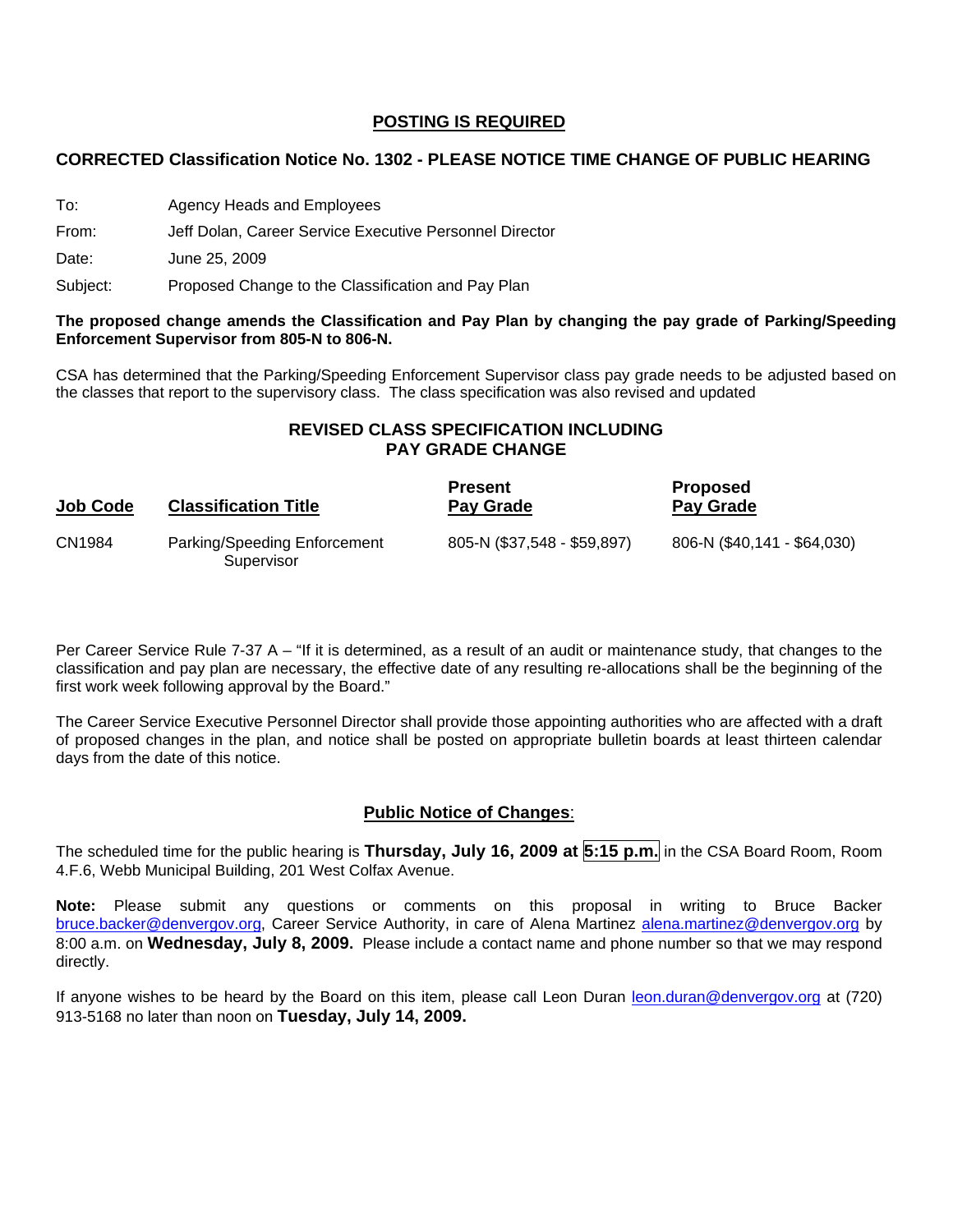**POSTING IS REQUIRED**

**CORRECTED Classification Notice No. 1302 - PLEASE NOTICE TIME CHANGE OF PUBLIC HEARING**

To: Agency Heads and Employees

From: Jeff Dolan, Career Service Executive Personnel Director

Date: June 25, 2009

Subject: Proposed Change to the Classification and Pay Plan

**The proposed change amends the Classification and Pay Plan by changing the pay grade of Parking/Speeding Enforcement Supervisor from 805-N to 806-N.**

CSA has determined that the Parking/Speeding Enforcement Supervisor class pay grade needs to be adjusted based on the classes that report to the supervisory class. The class specification was also revised and updated

**REVISED CLASS SPECIFICATION INCLUDING PAY GRADE CHANGE**

| Job Code | Classification Title | Present Pay Grade | Proposed Pay Grade |
|---|---|---|---|
| CN1984 | Parking/Speeding Enforcement Supervisor | 805-N ($37,548 - $59,897) | 806-N ($40,141 - $64,030) |

Per Career Service Rule 7-37 A – "If it is determined, as a result of an audit or maintenance study, that changes to the classification and pay plan are necessary, the effective date of any resulting re-allocations shall be the beginning of the first work week following approval by the Board."

The Career Service Executive Personnel Director shall provide those appointing authorities who are affected with a draft of proposed changes in the plan, and notice shall be posted on appropriate bulletin boards at least thirteen calendar days from the date of this notice.

**Public Notice of Changes**:

The scheduled time for the public hearing is **Thursday, July 16, 2009 at 5:15 p.m.** in the CSA Board Room, Room 4.F.6, Webb Municipal Building, 201 West Colfax Avenue.

**Note:** Please submit any questions or comments on this proposal in writing to Bruce Backer bruce.backer@denvergov.org, Career Service Authority, in care of Alena Martinez alena.martinez@denvergov.org by 8:00 a.m. on **Wednesday, July 8, 2009.** Please include a contact name and phone number so that we may respond directly.

If anyone wishes to be heard by the Board on this item, please call Leon Duran leon.duran@denvergov.org at (720) 913-5168 no later than noon on **Tuesday, July 14, 2009.**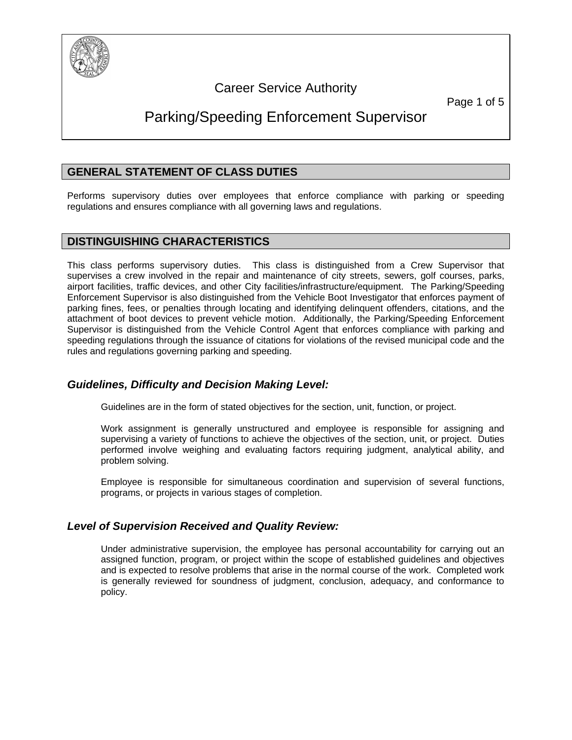# Career Service Authority

# Parking/Speeding Enforcement Supervisor

## GENERAL STATEMENT OF CLASS DUTIES

Performs supervisory duties over employees that enforce compliance with parking or speeding regulations and ensures compliance with all governing laws and regulations.

## DISTINGUISHING CHARACTERISTICS

This class performs supervisory duties. This class is distinguished from a Crew Supervisor that supervises a crew involved in the repair and maintenance of city streets, sewers, golf courses, parks, airport facilities, traffic devices, and other City facilities/infrastructure/equipment. The Parking/Speeding Enforcement Supervisor is also distinguished from the Vehicle Boot Investigator that enforces payment of parking fines, fees, or penalties through locating and identifying delinquent offenders, citations, and the attachment of boot devices to prevent vehicle motion. Additionally, the Parking/Speeding Enforcement Supervisor is distinguished from the Vehicle Control Agent that enforces compliance with parking and speeding regulations through the issuance of citations for violations of the revised municipal code and the rules and regulations governing parking and speeding.

### *Guidelines, Difficulty and Decision Making Level:*

Guidelines are in the form of stated objectives for the section, unit, function, or project.

Work assignment is generally unstructured and employee is responsible for assigning and supervising a variety of functions to achieve the objectives of the section, unit, or project. Duties performed involve weighing and evaluating factors requiring judgment, analytical ability, and problem solving.

Employee is responsible for simultaneous coordination and supervision of several functions, programs, or projects in various stages of completion.

### *Level of Supervision Received and Quality Review:*

Under administrative supervision, the employee has personal accountability for carrying out an assigned function, program, or project within the scope of established guidelines and objectives and is expected to resolve problems that arise in the normal course of the work. Completed work is generally reviewed for soundness of judgment, conclusion, adequacy, and conformance to policy.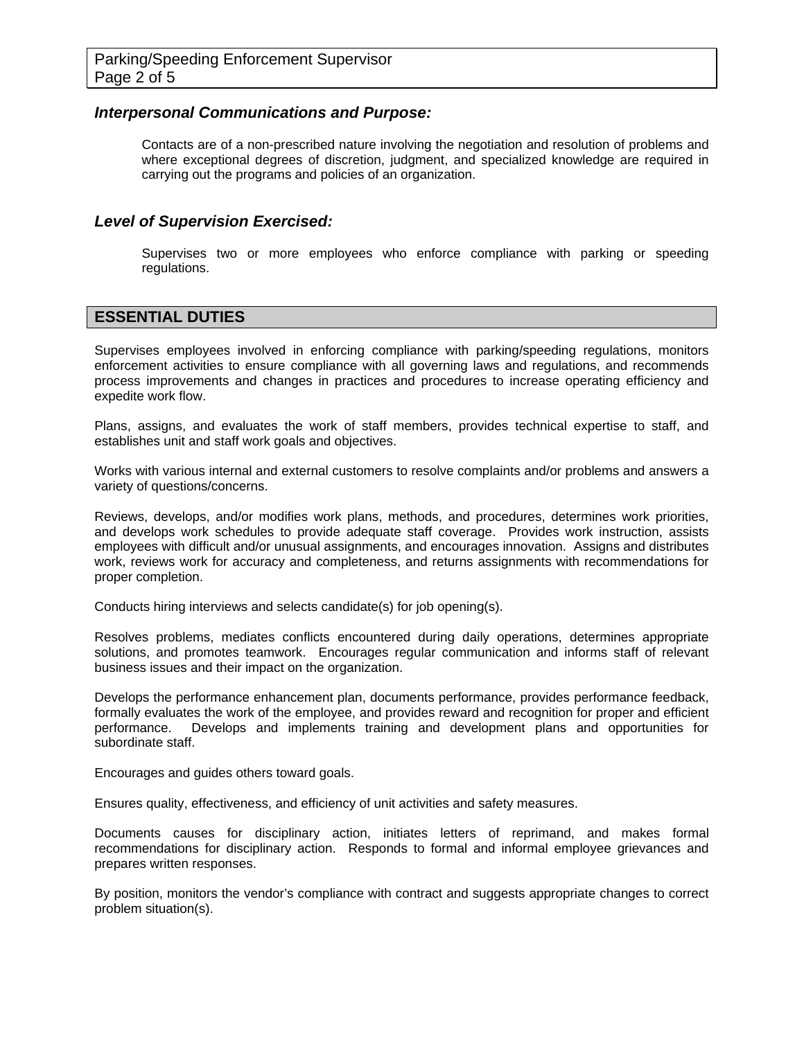### *Interpersonal Communications and Purpose:*

Contacts are of a non-prescribed nature involving the negotiation and resolution of problems and where exceptional degrees of discretion, judgment, and specialized knowledge are required in carrying out the programs and policies of an organization.

### *Level of Supervision Exercised:*

Supervises two or more employees who enforce compliance with parking or speeding regulations.

## ESSENTIAL DUTIES

Supervises employees involved in enforcing compliance with parking/speeding regulations, monitors enforcement activities to ensure compliance with all governing laws and regulations, and recommends process improvements and changes in practices and procedures to increase operating efficiency and expedite work flow.

Plans, assigns, and evaluates the work of staff members, provides technical expertise to staff, and establishes unit and staff work goals and objectives.

Works with various internal and external customers to resolve complaints and/or problems and answers a variety of questions/concerns.

Reviews, develops, and/or modifies work plans, methods, and procedures, determines work priorities, and develops work schedules to provide adequate staff coverage. Provides work instruction, assists employees with difficult and/or unusual assignments, and encourages innovation. Assigns and distributes work, reviews work for accuracy and completeness, and returns assignments with recommendations for proper completion.

Conducts hiring interviews and selects candidate(s) for job opening(s).

Resolves problems, mediates conflicts encountered during daily operations, determines appropriate solutions, and promotes teamwork. Encourages regular communication and informs staff of relevant business issues and their impact on the organization.

Develops the performance enhancement plan, documents performance, provides performance feedback, formally evaluates the work of the employee, and provides reward and recognition for proper and efficient performance. Develops and implements training and development plans and opportunities for subordinate staff.

Encourages and guides others toward goals.

Ensures quality, effectiveness, and efficiency of unit activities and safety measures.

Documents causes for disciplinary action, initiates letters of reprimand, and makes formal recommendations for disciplinary action. Responds to formal and informal employee grievances and prepares written responses.

By position, monitors the vendor's compliance with contract and suggests appropriate changes to correct problem situation(s).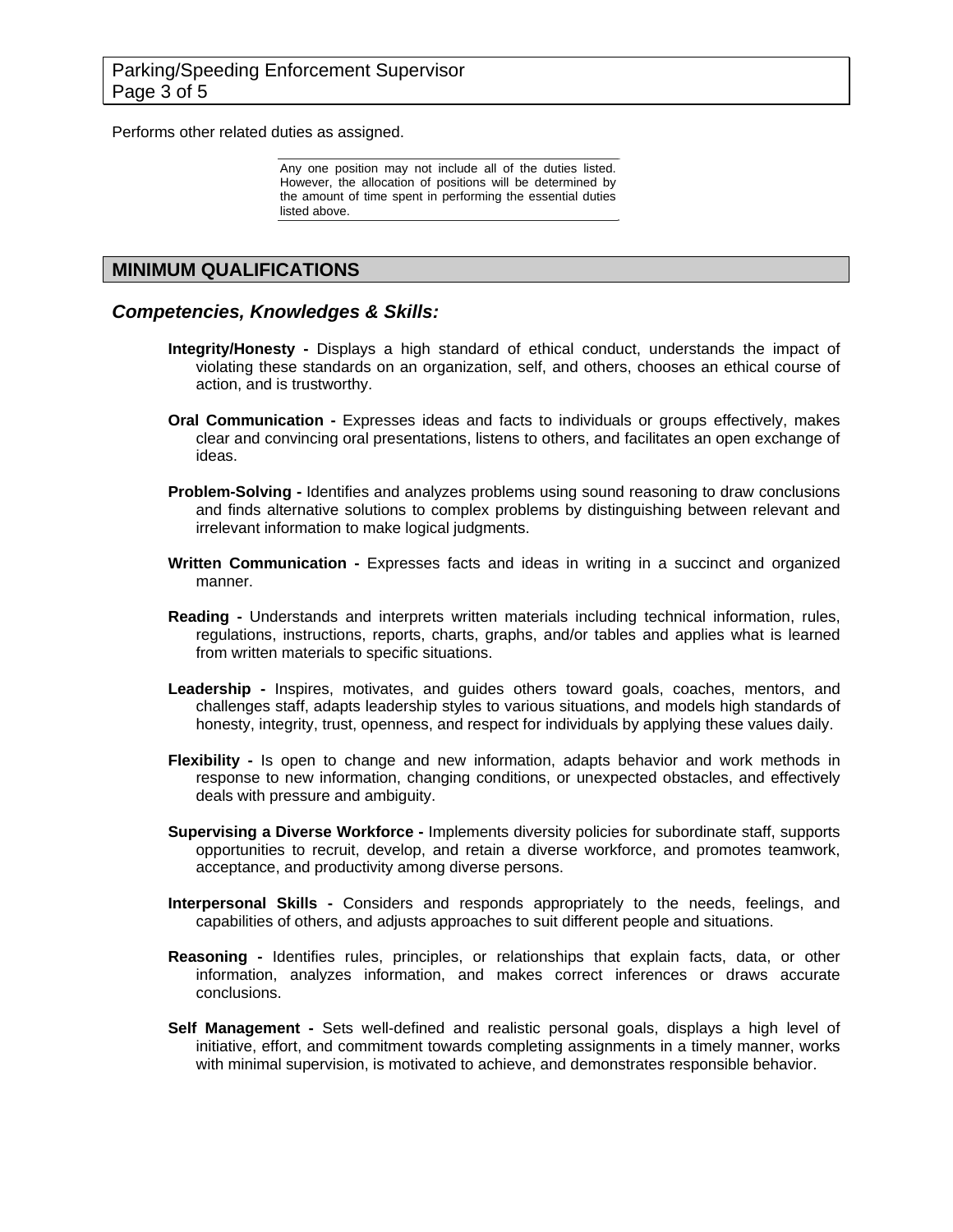Performs other related duties as assigned.

Any one position may not include all of the duties listed. However, the allocation of positions will be determined by the amount of time spent in performing the essential duties listed above.

## MINIMUM QUALIFICATIONS

### *Competencies, Knowledges & Skills:*

**Integrity/Honesty -** Displays a high standard of ethical conduct, understands the impact of violating these standards on an organization, self, and others, chooses an ethical course of action, and is trustworthy.

**Oral Communication -** Expresses ideas and facts to individuals or groups effectively, makes clear and convincing oral presentations, listens to others, and facilitates an open exchange of ideas.

**Problem-Solving -** Identifies and analyzes problems using sound reasoning to draw conclusions and finds alternative solutions to complex problems by distinguishing between relevant and irrelevant information to make logical judgments.

**Written Communication -** Expresses facts and ideas in writing in a succinct and organized manner.

**Reading -** Understands and interprets written materials including technical information, rules, regulations, instructions, reports, charts, graphs, and/or tables and applies what is learned from written materials to specific situations.

**Leadership -** Inspires, motivates, and guides others toward goals, coaches, mentors, and challenges staff, adapts leadership styles to various situations, and models high standards of honesty, integrity, trust, openness, and respect for individuals by applying these values daily.

**Flexibility -** Is open to change and new information, adapts behavior and work methods in response to new information, changing conditions, or unexpected obstacles, and effectively deals with pressure and ambiguity.

**Supervising a Diverse Workforce -** Implements diversity policies for subordinate staff, supports opportunities to recruit, develop, and retain a diverse workforce, and promotes teamwork, acceptance, and productivity among diverse persons.

**Interpersonal Skills -** Considers and responds appropriately to the needs, feelings, and capabilities of others, and adjusts approaches to suit different people and situations.

**Reasoning -** Identifies rules, principles, or relationships that explain facts, data, or other information, analyzes information, and makes correct inferences or draws accurate conclusions.

**Self Management -** Sets well-defined and realistic personal goals, displays a high level of initiative, effort, and commitment towards completing assignments in a timely manner, works with minimal supervision, is motivated to achieve, and demonstrates responsible behavior.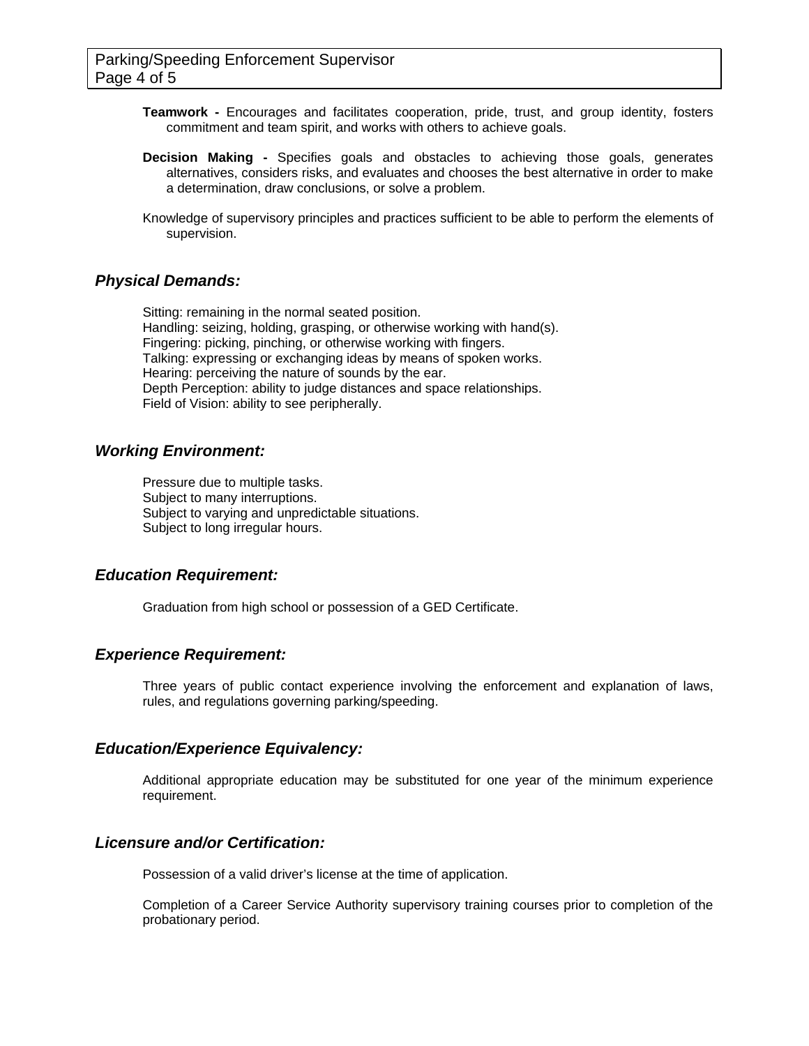**Teamwork -** Encourages and facilitates cooperation, pride, trust, and group identity, fosters commitment and team spirit, and works with others to achieve goals.

**Decision Making -** Specifies goals and obstacles to achieving those goals, generates alternatives, considers risks, and evaluates and chooses the best alternative in order to make a determination, draw conclusions, or solve a problem.

Knowledge of supervisory principles and practices sufficient to be able to perform the elements of supervision.

## *Physical Demands:*

Sitting: remaining in the normal seated position.
Handling: seizing, holding, grasping, or otherwise working with hand(s).
Fingering: picking, pinching, or otherwise working with fingers.
Talking: expressing or exchanging ideas by means of spoken works.
Hearing: perceiving the nature of sounds by the ear.
Depth Perception: ability to judge distances and space relationships.
Field of Vision: ability to see peripherally.

## *Working Environment:*

Pressure due to multiple tasks.
Subject to many interruptions.
Subject to varying and unpredictable situations.
Subject to long irregular hours.

## *Education Requirement:*

Graduation from high school or possession of a GED Certificate.

## *Experience Requirement:*

Three years of public contact experience involving the enforcement and explanation of laws, rules, and regulations governing parking/speeding.

## *Education/Experience Equivalency:*

Additional appropriate education may be substituted for one year of the minimum experience requirement.

## *Licensure and/or Certification:*

Possession of a valid driver's license at the time of application.

Completion of a Career Service Authority supervisory training courses prior to completion of the probationary period.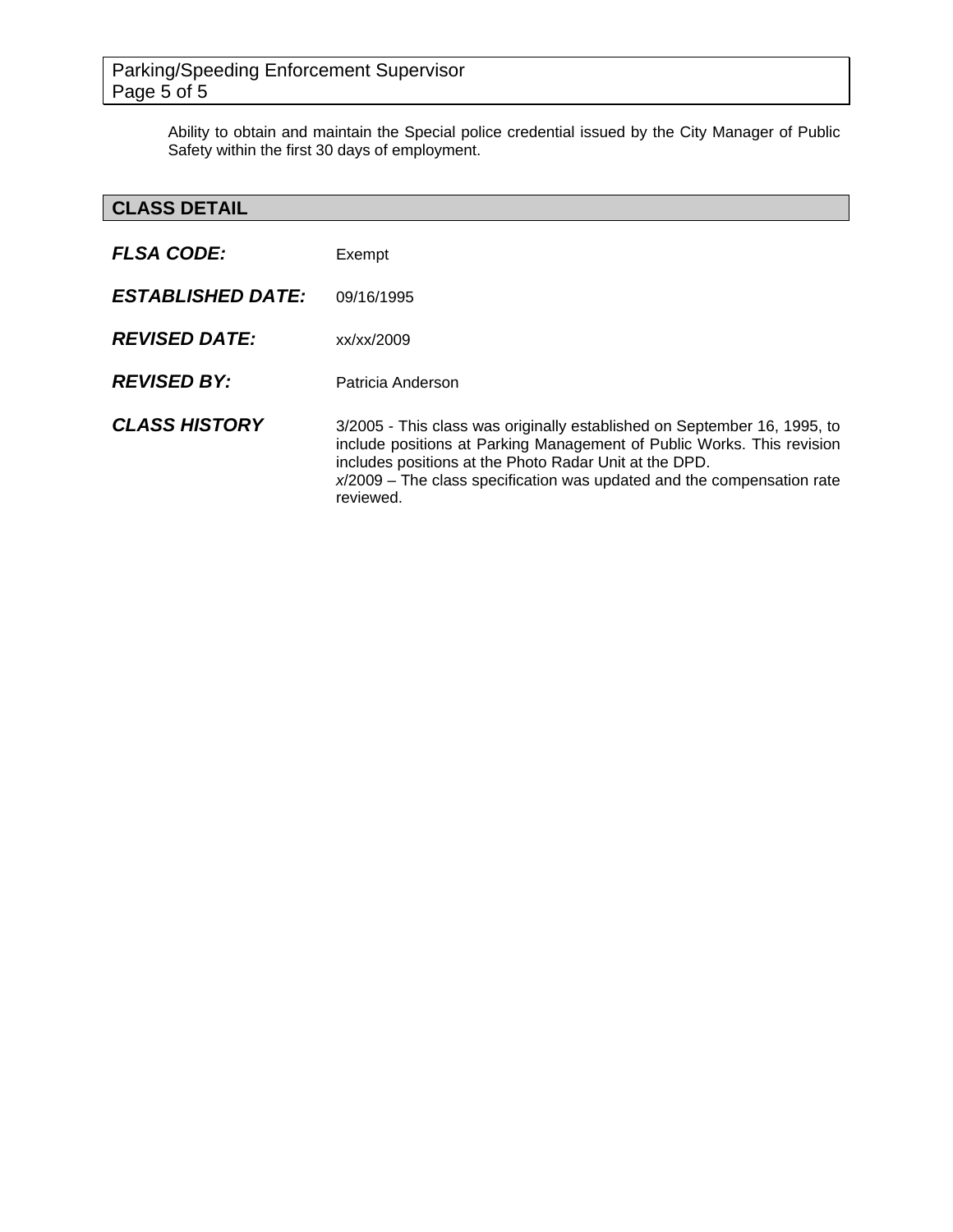Ability to obtain and maintain the Special police credential issued by the City Manager of Public Safety within the first 30 days of employment.

## CLASS DETAIL

| | |
|---|---|
| ***FLSA CODE:*** | Exempt |
| ***ESTABLISHED DATE:*** | 09/16/1995 |
| ***REVISED DATE:*** | xx/xx/2009 |
| ***REVISED BY:*** | Patricia Anderson |
| ***CLASS HISTORY*** | 3/2005 - This class was originally established on September 16, 1995, to include positions at Parking Management of Public Works. This revision includes positions at the Photo Radar Unit at the DPD.<br>*x*/2009 – The class specification was updated and the compensation rate reviewed. |